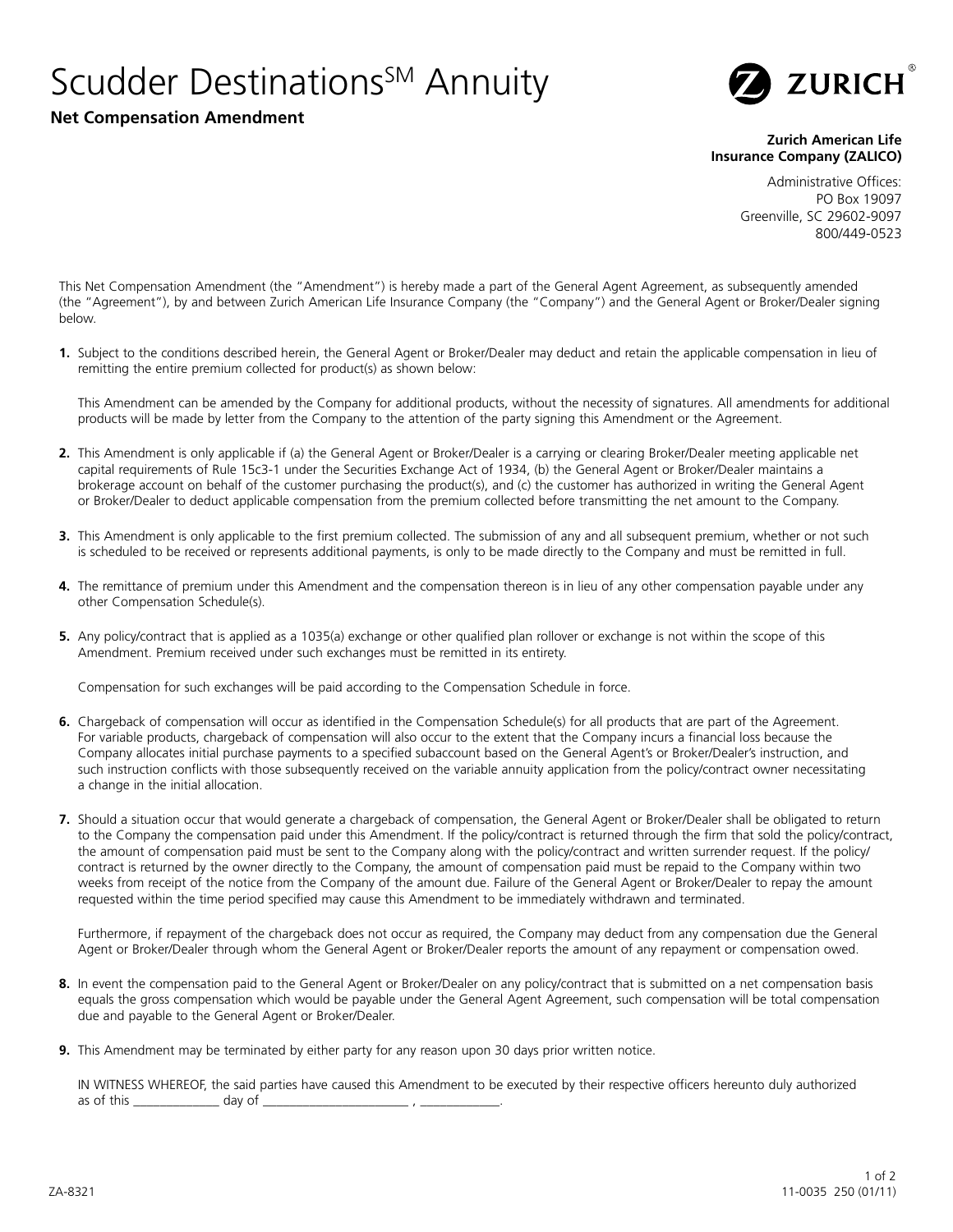# Scudder Destinations[SM] Annuity

**Net Compensation Amendment**

ZURICH

**Zurich American Life Insurance Company (ZALICO)**

Administrative Offices:
PO Box 19097
Greenville, SC 29602-9097
800/449-0523

This Net Compensation Amendment (the "Amendment") is hereby made a part of the General Agent Agreement, as subsequently amended (the "Agreement"), by and between Zurich American Life Insurance Company (the "Company") and the General Agent or Broker/Dealer signing below.

**1.** Subject to the conditions described herein, the General Agent or Broker/Dealer may deduct and retain the applicable compensation in lieu of remitting the entire premium collected for product(s) as shown below:

This Amendment can be amended by the Company for additional products, without the necessity of signatures. All amendments for additional products will be made by letter from the Company to the attention of the party signing this Amendment or the Agreement.

**2.** This Amendment is only applicable if (a) the General Agent or Broker/Dealer is a carrying or clearing Broker/Dealer meeting applicable net capital requirements of Rule 15c3-1 under the Securities Exchange Act of 1934, (b) the General Agent or Broker/Dealer maintains a brokerage account on behalf of the customer purchasing the product(s), and (c) the customer has authorized in writing the General Agent or Broker/Dealer to deduct applicable compensation from the premium collected before transmitting the net amount to the Company.

**3.** This Amendment is only applicable to the first premium collected. The submission of any and all subsequent premium, whether or not such is scheduled to be received or represents additional payments, is only to be made directly to the Company and must be remitted in full.

**4.** The remittance of premium under this Amendment and the compensation thereon is in lieu of any other compensation payable under any other Compensation Schedule(s).

**5.** Any policy/contract that is applied as a 1035(a) exchange or other qualified plan rollover or exchange is not within the scope of this Amendment. Premium received under such exchanges must be remitted in its entirety.

Compensation for such exchanges will be paid according to the Compensation Schedule in force.

**6.** Chargeback of compensation will occur as identified in the Compensation Schedule(s) for all products that are part of the Agreement. For variable products, chargeback of compensation will also occur to the extent that the Company incurs a financial loss because the Company allocates initial purchase payments to a specified subaccount based on the General Agent's or Broker/Dealer's instruction, and such instruction conflicts with those subsequently received on the variable annuity application from the policy/contract owner necessitating a change in the initial allocation.

**7.** Should a situation occur that would generate a chargeback of compensation, the General Agent or Broker/Dealer shall be obligated to return to the Company the compensation paid under this Amendment. If the policy/contract is returned through the firm that sold the policy/contract, the amount of compensation paid must be sent to the Company along with the policy/contract and written surrender request. If the policy/contract is returned by the owner directly to the Company, the amount of compensation paid must be repaid to the Company within two weeks from receipt of the notice from the Company of the amount due. Failure of the General Agent or Broker/Dealer to repay the amount requested within the time period specified may cause this Amendment to be immediately withdrawn and terminated.

Furthermore, if repayment of the chargeback does not occur as required, the Company may deduct from any compensation due the General Agent or Broker/Dealer through whom the General Agent or Broker/Dealer reports the amount of any repayment or compensation owed.

**8.** In event the compensation paid to the General Agent or Broker/Dealer on any policy/contract that is submitted on a net compensation basis equals the gross compensation which would be payable under the General Agent Agreement, such compensation will be total compensation due and payable to the General Agent or Broker/Dealer.

**9.** This Amendment may be terminated by either party for any reason upon 30 days prior written notice.

IN WITNESS WHEREOF, the said parties have caused this Amendment to be executed by their respective officers hereunto duly authorized as of this _____________ day of ______________________ , ____________.

ZA-8321

11-0035 250 (01/11)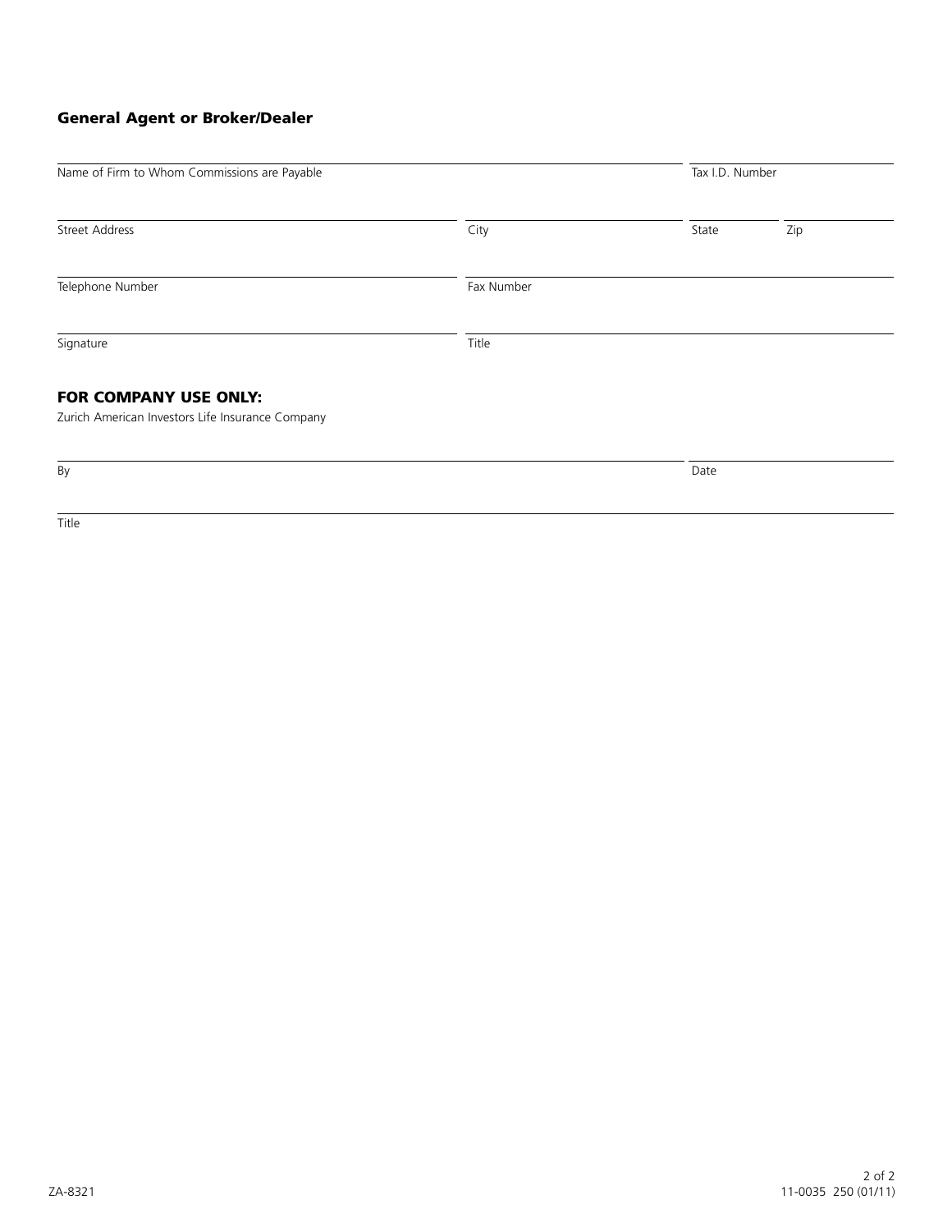## General Agent or Broker/Dealer

| | |
|---|---|
| Name of Firm to Whom Commissions are Payable | Tax I.D. Number |

| | | | |
|---|---|---|---|
| Street Address | City | State | Zip |

| | |
|---|---|
| Telephone Number | Fax Number |

| | |
|---|---|
| Signature | Title |

## FOR COMPANY USE ONLY:

Zurich American Investors Life Insurance Company

| | |
|---|---|
| By | Date |

Title

ZA-8321

11-0035 250 (01/11)